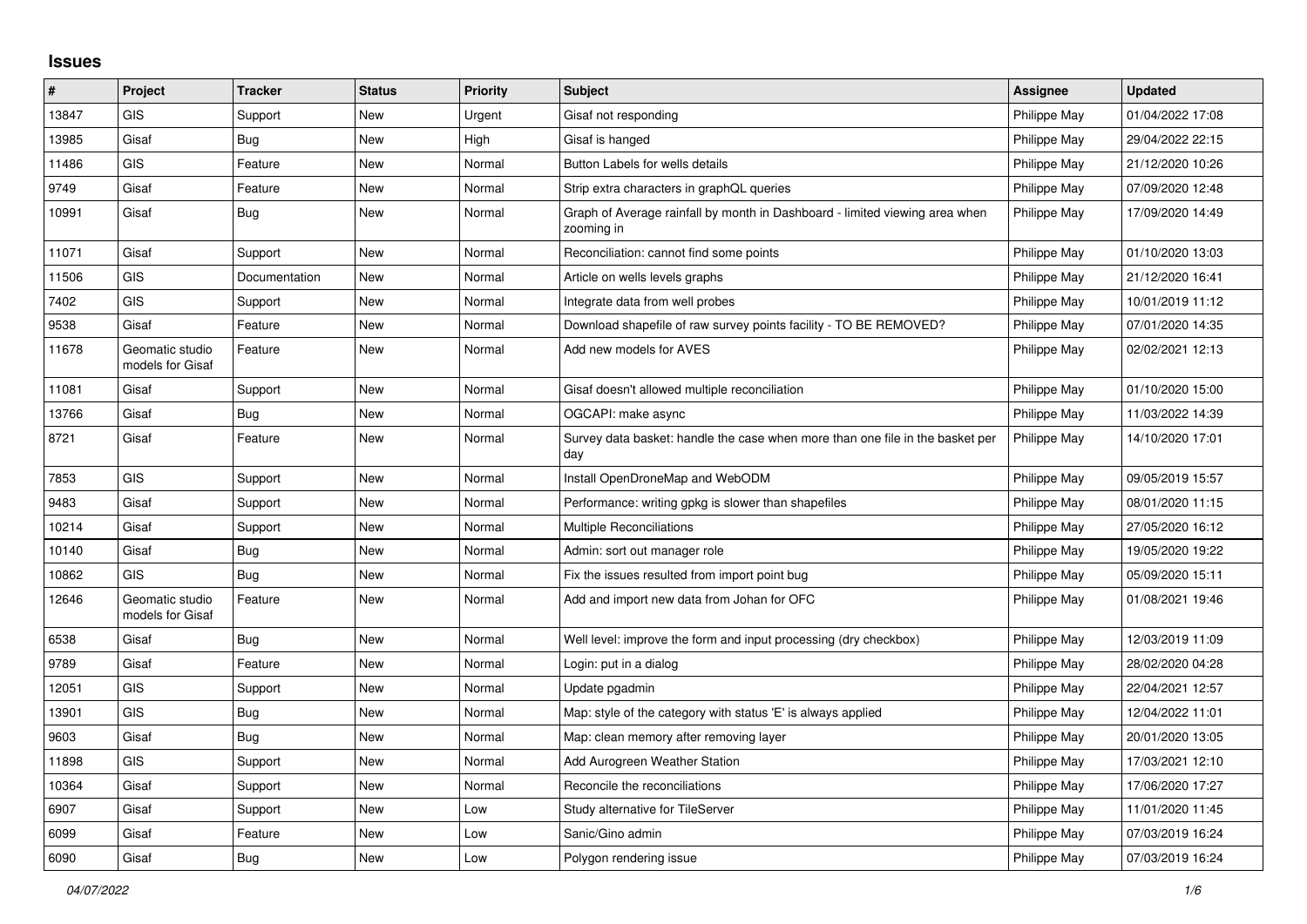## Issues

| # | Project | Tracker | Status | Priority | Subject | Assignee | Updated |
|---|---|---|---|---|---|---|---|
| 13847 | GIS | Support | New | Urgent | Gisaf not responding | Philippe May | 01/04/2022 17:08 |
| 13985 | Gisaf | Bug | New | High | Gisaf is hanged | Philippe May | 29/04/2022 22:15 |
| 11486 | GIS | Feature | New | Normal | Button Labels for wells details | Philippe May | 21/12/2020 10:26 |
| 9749 | Gisaf | Feature | New | Normal | Strip extra characters in graphQL queries | Philippe May | 07/09/2020 12:48 |
| 10991 | Gisaf | Bug | New | Normal | Graph of Average rainfall by month in Dashboard - limited viewing area when zooming in | Philippe May | 17/09/2020 14:49 |
| 11071 | Gisaf | Support | New | Normal | Reconciliation: cannot find some points | Philippe May | 01/10/2020 13:03 |
| 11506 | GIS | Documentation | New | Normal | Article on wells levels graphs | Philippe May | 21/12/2020 16:41 |
| 7402 | GIS | Support | New | Normal | Integrate data from well probes | Philippe May | 10/01/2019 11:12 |
| 9538 | Gisaf | Feature | New | Normal | Download shapefile of raw survey points facility - TO BE REMOVED? | Philippe May | 07/01/2020 14:35 |
| 11678 | Geomatic studio models for Gisaf | Feature | New | Normal | Add new models for AVES | Philippe May | 02/02/2021 12:13 |
| 11081 | Gisaf | Support | New | Normal | Gisaf doesn't allowed multiple reconciliation | Philippe May | 01/10/2020 15:00 |
| 13766 | Gisaf | Bug | New | Normal | OGCAPI: make async | Philippe May | 11/03/2022 14:39 |
| 8721 | Gisaf | Feature | New | Normal | Survey data basket: handle the case when more than one file in the basket per day | Philippe May | 14/10/2020 17:01 |
| 7853 | GIS | Support | New | Normal | Install OpenDroneMap and WebODM | Philippe May | 09/05/2019 15:57 |
| 9483 | Gisaf | Support | New | Normal | Performance: writing gpkg is slower than shapefiles | Philippe May | 08/01/2020 11:15 |
| 10214 | Gisaf | Support | New | Normal | Multiple Reconciliations | Philippe May | 27/05/2020 16:12 |
| 10140 | Gisaf | Bug | New | Normal | Admin: sort out manager role | Philippe May | 19/05/2020 19:22 |
| 10862 | GIS | Bug | New | Normal | Fix the issues resulted from import point bug | Philippe May | 05/09/2020 15:11 |
| 12646 | Geomatic studio models for Gisaf | Feature | New | Normal | Add and import new data from Johan for OFC | Philippe May | 01/08/2021 19:46 |
| 6538 | Gisaf | Bug | New | Normal | Well level: improve the form and input processing (dry checkbox) | Philippe May | 12/03/2019 11:09 |
| 9789 | Gisaf | Feature | New | Normal | Login: put in a dialog | Philippe May | 28/02/2020 04:28 |
| 12051 | GIS | Support | New | Normal | Update pgadmin | Philippe May | 22/04/2021 12:57 |
| 13901 | GIS | Bug | New | Normal | Map: style of the category with status 'E' is always applied | Philippe May | 12/04/2022 11:01 |
| 9603 | Gisaf | Bug | New | Normal | Map: clean memory after removing layer | Philippe May | 20/01/2020 13:05 |
| 11898 | GIS | Support | New | Normal | Add Aurogreen Weather Station | Philippe May | 17/03/2021 12:10 |
| 10364 | Gisaf | Support | New | Normal | Reconcile the reconciliations | Philippe May | 17/06/2020 17:27 |
| 6907 | Gisaf | Support | New | Low | Study alternative for TileServer | Philippe May | 11/01/2020 11:45 |
| 6099 | Gisaf | Feature | New | Low | Sanic/Gino admin | Philippe May | 07/03/2019 16:24 |
| 6090 | Gisaf | Bug | New | Low | Polygon rendering issue | Philippe May | 07/03/2019 16:24 |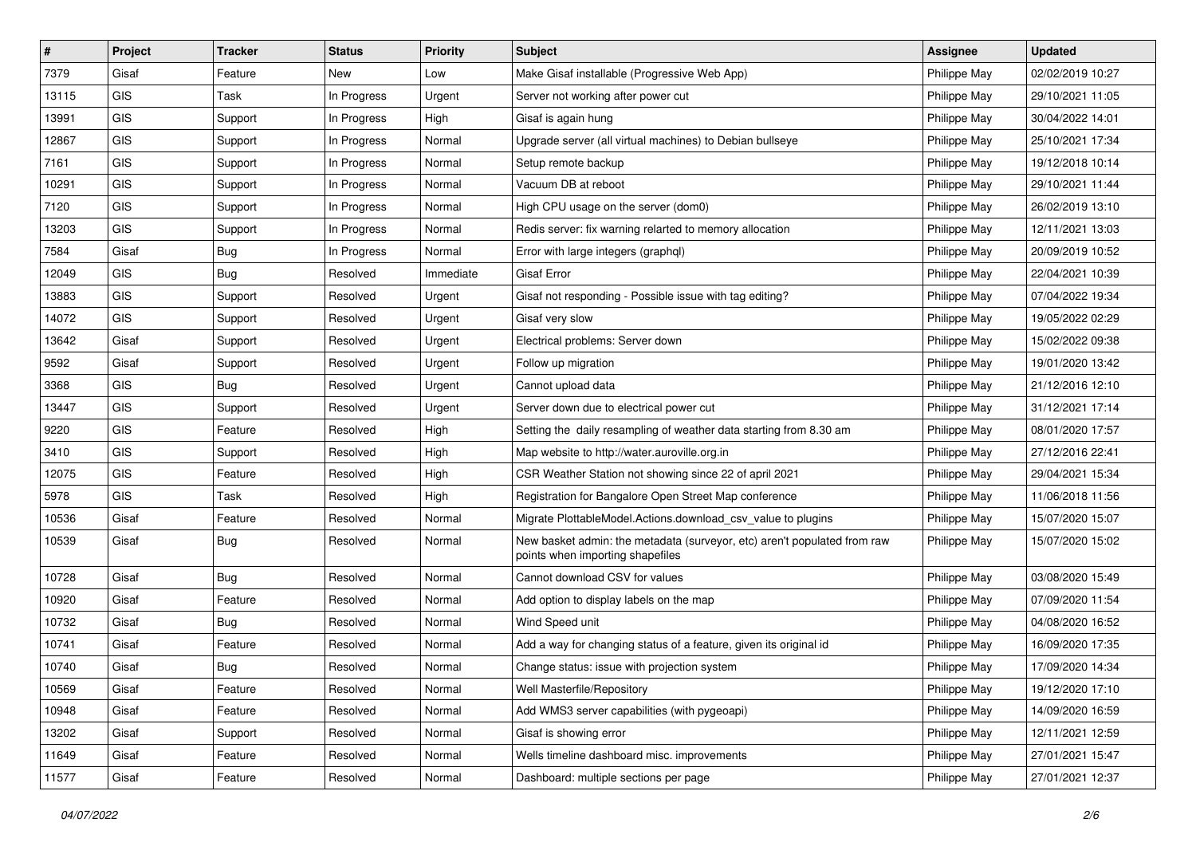| # | Project | Tracker | Status | Priority | Subject | Assignee | Updated |
|---|---|---|---|---|---|---|---|
| 7379 | Gisaf | Feature | New | Low | Make Gisaf installable (Progressive Web App) | Philippe May | 02/02/2019 10:27 |
| 13115 | GIS | Task | In Progress | Urgent | Server not working after power cut | Philippe May | 29/10/2021 11:05 |
| 13991 | GIS | Support | In Progress | High | Gisaf is again hung | Philippe May | 30/04/2022 14:01 |
| 12867 | GIS | Support | In Progress | Normal | Upgrade server (all virtual machines) to Debian bullseye | Philippe May | 25/10/2021 17:34 |
| 7161 | GIS | Support | In Progress | Normal | Setup remote backup | Philippe May | 19/12/2018 10:14 |
| 10291 | GIS | Support | In Progress | Normal | Vacuum DB at reboot | Philippe May | 29/10/2021 11:44 |
| 7120 | GIS | Support | In Progress | Normal | High CPU usage on the server (dom0) | Philippe May | 26/02/2019 13:10 |
| 13203 | GIS | Support | In Progress | Normal | Redis server: fix warning relarted to memory allocation | Philippe May | 12/11/2021 13:03 |
| 7584 | Gisaf | Bug | In Progress | Normal | Error with large integers (graphql) | Philippe May | 20/09/2019 10:52 |
| 12049 | GIS | Bug | Resolved | Immediate | Gisaf Error | Philippe May | 22/04/2021 10:39 |
| 13883 | GIS | Support | Resolved | Urgent | Gisaf not responding - Possible issue with tag editing? | Philippe May | 07/04/2022 19:34 |
| 14072 | GIS | Support | Resolved | Urgent | Gisaf very slow | Philippe May | 19/05/2022 02:29 |
| 13642 | Gisaf | Support | Resolved | Urgent | Electrical problems: Server down | Philippe May | 15/02/2022 09:38 |
| 9592 | Gisaf | Support | Resolved | Urgent | Follow up migration | Philippe May | 19/01/2020 13:42 |
| 3368 | GIS | Bug | Resolved | Urgent | Cannot upload data | Philippe May | 21/12/2016 12:10 |
| 13447 | GIS | Support | Resolved | Urgent | Server down due to electrical power cut | Philippe May | 31/12/2021 17:14 |
| 9220 | GIS | Feature | Resolved | High | Setting the daily resampling of weather data starting from 8.30 am | Philippe May | 08/01/2020 17:57 |
| 3410 | GIS | Support | Resolved | High | Map website to http://water.auroville.org.in | Philippe May | 27/12/2016 22:41 |
| 12075 | GIS | Feature | Resolved | High | CSR Weather Station not showing since 22 of april 2021 | Philippe May | 29/04/2021 15:34 |
| 5978 | GIS | Task | Resolved | High | Registration for Bangalore Open Street Map conference | Philippe May | 11/06/2018 11:56 |
| 10536 | Gisaf | Feature | Resolved | Normal | Migrate PlottableModel.Actions.download_csv_value to plugins | Philippe May | 15/07/2020 15:07 |
| 10539 | Gisaf | Bug | Resolved | Normal | New basket admin: the metadata (surveyor, etc) aren't populated from raw points when importing shapefiles | Philippe May | 15/07/2020 15:02 |
| 10728 | Gisaf | Bug | Resolved | Normal | Cannot download CSV for values | Philippe May | 03/08/2020 15:49 |
| 10920 | Gisaf | Feature | Resolved | Normal | Add option to display labels on the map | Philippe May | 07/09/2020 11:54 |
| 10732 | Gisaf | Bug | Resolved | Normal | Wind Speed unit | Philippe May | 04/08/2020 16:52 |
| 10741 | Gisaf | Feature | Resolved | Normal | Add a way for changing status of a feature, given its original id | Philippe May | 16/09/2020 17:35 |
| 10740 | Gisaf | Bug | Resolved | Normal | Change status: issue with projection system | Philippe May | 17/09/2020 14:34 |
| 10569 | Gisaf | Feature | Resolved | Normal | Well Masterfile/Repository | Philippe May | 19/12/2020 17:10 |
| 10948 | Gisaf | Feature | Resolved | Normal | Add WMS3 server capabilities (with pygeoapi) | Philippe May | 14/09/2020 16:59 |
| 13202 | Gisaf | Support | Resolved | Normal | Gisaf is showing error | Philippe May | 12/11/2021 12:59 |
| 11649 | Gisaf | Feature | Resolved | Normal | Wells timeline dashboard misc. improvements | Philippe May | 27/01/2021 15:47 |
| 11577 | Gisaf | Feature | Resolved | Normal | Dashboard: multiple sections per page | Philippe May | 27/01/2021 12:37 |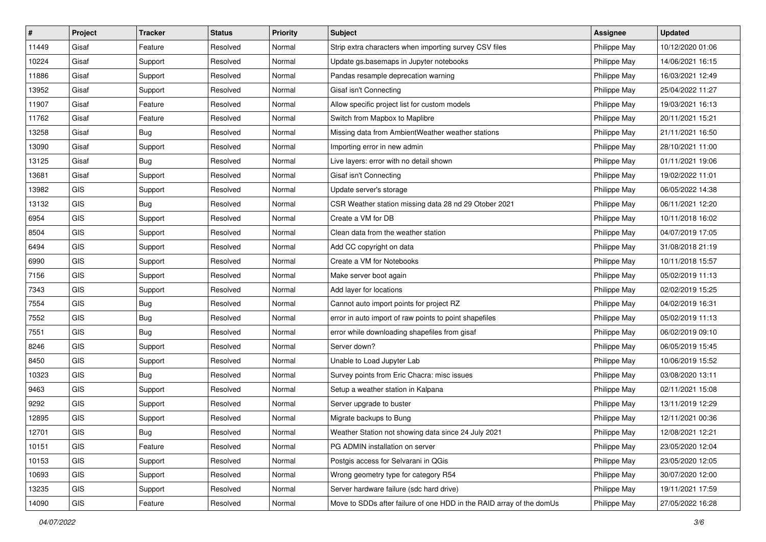| # | Project | Tracker | Status | Priority | Subject | Assignee | Updated |
|---|---|---|---|---|---|---|---|
| 11449 | Gisaf | Feature | Resolved | Normal | Strip extra characters when importing survey CSV files | Philippe May | 10/12/2020 01:06 |
| 10224 | Gisaf | Support | Resolved | Normal | Update gs.basemaps in Jupyter notebooks | Philippe May | 14/06/2021 16:15 |
| 11886 | Gisaf | Support | Resolved | Normal | Pandas resample deprecation warning | Philippe May | 16/03/2021 12:49 |
| 13952 | Gisaf | Support | Resolved | Normal | Gisaf isn't Connecting | Philippe May | 25/04/2022 11:27 |
| 11907 | Gisaf | Feature | Resolved | Normal | Allow specific project list for custom models | Philippe May | 19/03/2021 16:13 |
| 11762 | Gisaf | Feature | Resolved | Normal | Switch from Mapbox to Maplibre | Philippe May | 20/11/2021 15:21 |
| 13258 | Gisaf | Bug | Resolved | Normal | Missing data from AmbientWeather weather stations | Philippe May | 21/11/2021 16:50 |
| 13090 | Gisaf | Support | Resolved | Normal | Importing error in new admin | Philippe May | 28/10/2021 11:00 |
| 13125 | Gisaf | Bug | Resolved | Normal | Live layers: error with no detail shown | Philippe May | 01/11/2021 19:06 |
| 13681 | Gisaf | Support | Resolved | Normal | Gisaf isn't Connecting | Philippe May | 19/02/2022 11:01 |
| 13982 | GIS | Support | Resolved | Normal | Update server's storage | Philippe May | 06/05/2022 14:38 |
| 13132 | GIS | Bug | Resolved | Normal | CSR Weather station missing data 28 nd 29 Otober 2021 | Philippe May | 06/11/2021 12:20 |
| 6954 | GIS | Support | Resolved | Normal | Create a VM for DB | Philippe May | 10/11/2018 16:02 |
| 8504 | GIS | Support | Resolved | Normal | Clean data from the weather station | Philippe May | 04/07/2019 17:05 |
| 6494 | GIS | Support | Resolved | Normal | Add CC copyright on data | Philippe May | 31/08/2018 21:19 |
| 6990 | GIS | Support | Resolved | Normal | Create a VM for Notebooks | Philippe May | 10/11/2018 15:57 |
| 7156 | GIS | Support | Resolved | Normal | Make server boot again | Philippe May | 05/02/2019 11:13 |
| 7343 | GIS | Support | Resolved | Normal | Add layer for locations | Philippe May | 02/02/2019 15:25 |
| 7554 | GIS | Bug | Resolved | Normal | Cannot auto import points for project RZ | Philippe May | 04/02/2019 16:31 |
| 7552 | GIS | Bug | Resolved | Normal | error in auto import of raw points to point shapefiles | Philippe May | 05/02/2019 11:13 |
| 7551 | GIS | Bug | Resolved | Normal | error while downloading shapefiles from gisaf | Philippe May | 06/02/2019 09:10 |
| 8246 | GIS | Support | Resolved | Normal | Server down? | Philippe May | 06/05/2019 15:45 |
| 8450 | GIS | Support | Resolved | Normal | Unable to Load Jupyter Lab | Philippe May | 10/06/2019 15:52 |
| 10323 | GIS | Bug | Resolved | Normal | Survey points from Eric Chacra: misc issues | Philippe May | 03/08/2020 13:11 |
| 9463 | GIS | Support | Resolved | Normal | Setup a weather station in Kalpana | Philippe May | 02/11/2021 15:08 |
| 9292 | GIS | Support | Resolved | Normal | Server upgrade to buster | Philippe May | 13/11/2019 12:29 |
| 12895 | GIS | Support | Resolved | Normal | Migrate backups to Bung | Philippe May | 12/11/2021 00:36 |
| 12701 | GIS | Bug | Resolved | Normal | Weather Station not showing data since 24 July 2021 | Philippe May | 12/08/2021 12:21 |
| 10151 | GIS | Feature | Resolved | Normal | PG ADMIN installation on server | Philippe May | 23/05/2020 12:04 |
| 10153 | GIS | Support | Resolved | Normal | Postgis access for Selvarani in QGis | Philippe May | 23/05/2020 12:05 |
| 10693 | GIS | Support | Resolved | Normal | Wrong geometry type for category R54 | Philippe May | 30/07/2020 12:00 |
| 13235 | GIS | Support | Resolved | Normal | Server hardware failure (sdc hard drive) | Philippe May | 19/11/2021 17:59 |
| 14090 | GIS | Feature | Resolved | Normal | Move to SDDs after failure of one HDD in the RAID array of the domUs | Philippe May | 27/05/2022 16:28 |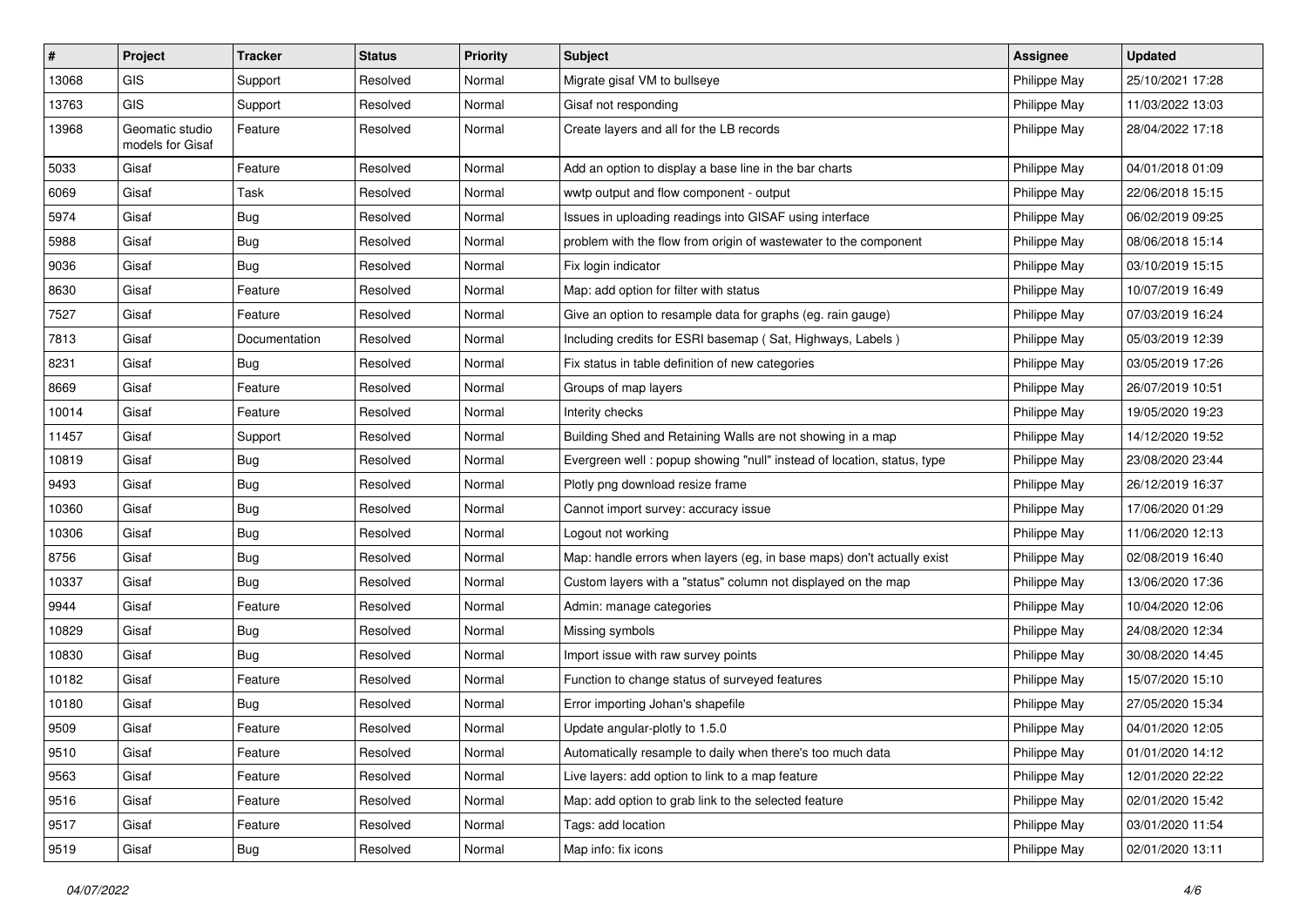| # | Project | Tracker | Status | Priority | Subject | Assignee | Updated |
|---|---|---|---|---|---|---|---|
| 13068 | GIS | Support | Resolved | Normal | Migrate gisaf VM to bullseye | Philippe May | 25/10/2021 17:28 |
| 13763 | GIS | Support | Resolved | Normal | Gisaf not responding | Philippe May | 11/03/2022 13:03 |
| 13968 | Geomatic studio models for Gisaf | Feature | Resolved | Normal | Create layers and all for the LB records | Philippe May | 28/04/2022 17:18 |
| 5033 | Gisaf | Feature | Resolved | Normal | Add an option to display a base line in the bar charts | Philippe May | 04/01/2018 01:09 |
| 6069 | Gisaf | Task | Resolved | Normal | wwtp output and flow component - output | Philippe May | 22/06/2018 15:15 |
| 5974 | Gisaf | Bug | Resolved | Normal | Issues in uploading readings into GISAF using interface | Philippe May | 06/02/2019 09:25 |
| 5988 | Gisaf | Bug | Resolved | Normal | problem with the flow from origin of wastewater to the component | Philippe May | 08/06/2018 15:14 |
| 9036 | Gisaf | Bug | Resolved | Normal | Fix login indicator | Philippe May | 03/10/2019 15:15 |
| 8630 | Gisaf | Feature | Resolved | Normal | Map: add option for filter with status | Philippe May | 10/07/2019 16:49 |
| 7527 | Gisaf | Feature | Resolved | Normal | Give an option to resample data for graphs (eg. rain gauge) | Philippe May | 07/03/2019 16:24 |
| 7813 | Gisaf | Documentation | Resolved | Normal | Including credits for ESRI basemap ( Sat, Highways, Labels ) | Philippe May | 05/03/2019 12:39 |
| 8231 | Gisaf | Bug | Resolved | Normal | Fix status in table definition of new categories | Philippe May | 03/05/2019 17:26 |
| 8669 | Gisaf | Feature | Resolved | Normal | Groups of map layers | Philippe May | 26/07/2019 10:51 |
| 10014 | Gisaf | Feature | Resolved | Normal | Interity checks | Philippe May | 19/05/2020 19:23 |
| 11457 | Gisaf | Support | Resolved | Normal | Building Shed and Retaining Walls are not showing in a map | Philippe May | 14/12/2020 19:52 |
| 10819 | Gisaf | Bug | Resolved | Normal | Evergreen well : popup showing "null" instead of location, status, type | Philippe May | 23/08/2020 23:44 |
| 9493 | Gisaf | Bug | Resolved | Normal | Plotly png download resize frame | Philippe May | 26/12/2019 16:37 |
| 10360 | Gisaf | Bug | Resolved | Normal | Cannot import survey: accuracy issue | Philippe May | 17/06/2020 01:29 |
| 10306 | Gisaf | Bug | Resolved | Normal | Logout not working | Philippe May | 11/06/2020 12:13 |
| 8756 | Gisaf | Bug | Resolved | Normal | Map: handle errors when layers (eg, in base maps) don't actually exist | Philippe May | 02/08/2019 16:40 |
| 10337 | Gisaf | Bug | Resolved | Normal | Custom layers with a "status" column not displayed on the map | Philippe May | 13/06/2020 17:36 |
| 9944 | Gisaf | Feature | Resolved | Normal | Admin: manage categories | Philippe May | 10/04/2020 12:06 |
| 10829 | Gisaf | Bug | Resolved | Normal | Missing symbols | Philippe May | 24/08/2020 12:34 |
| 10830 | Gisaf | Bug | Resolved | Normal | Import issue with raw survey points | Philippe May | 30/08/2020 14:45 |
| 10182 | Gisaf | Feature | Resolved | Normal | Function to change status of surveyed features | Philippe May | 15/07/2020 15:10 |
| 10180 | Gisaf | Bug | Resolved | Normal | Error importing Johan's shapefile | Philippe May | 27/05/2020 15:34 |
| 9509 | Gisaf | Feature | Resolved | Normal | Update angular-plotly to 1.5.0 | Philippe May | 04/01/2020 12:05 |
| 9510 | Gisaf | Feature | Resolved | Normal | Automatically resample to daily when there's too much data | Philippe May | 01/01/2020 14:12 |
| 9563 | Gisaf | Feature | Resolved | Normal | Live layers: add option to link to a map feature | Philippe May | 12/01/2020 22:22 |
| 9516 | Gisaf | Feature | Resolved | Normal | Map: add option to grab link to the selected feature | Philippe May | 02/01/2020 15:42 |
| 9517 | Gisaf | Feature | Resolved | Normal | Tags: add location | Philippe May | 03/01/2020 11:54 |
| 9519 | Gisaf | Bug | Resolved | Normal | Map info: fix icons | Philippe May | 02/01/2020 13:11 |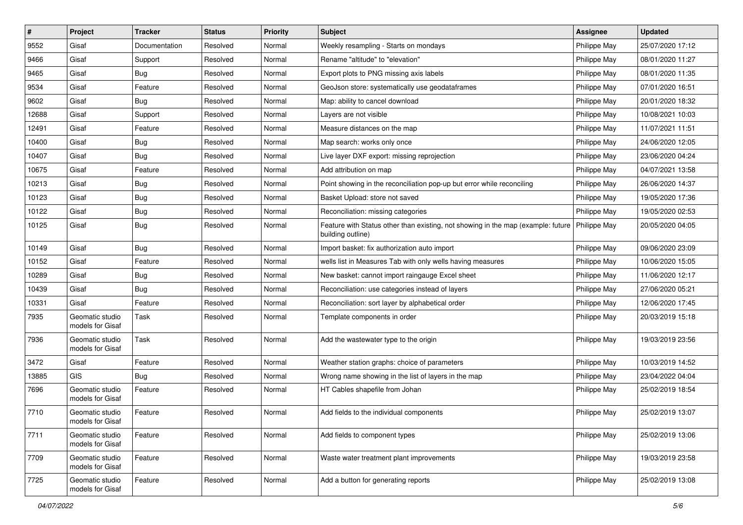| # | Project | Tracker | Status | Priority | Subject | Assignee | Updated |
| --- | --- | --- | --- | --- | --- | --- | --- |
| 9552 | Gisaf | Documentation | Resolved | Normal | Weekly resampling - Starts on mondays | Philippe May | 25/07/2020 17:12 |
| 9466 | Gisaf | Support | Resolved | Normal | Rename "altitude" to "elevation" | Philippe May | 08/01/2020 11:27 |
| 9465 | Gisaf | Bug | Resolved | Normal | Export plots to PNG missing axis labels | Philippe May | 08/01/2020 11:35 |
| 9534 | Gisaf | Feature | Resolved | Normal | GeoJson store: systematically use geodataframes | Philippe May | 07/01/2020 16:51 |
| 9602 | Gisaf | Bug | Resolved | Normal | Map: ability to cancel download | Philippe May | 20/01/2020 18:32 |
| 12688 | Gisaf | Support | Resolved | Normal | Layers are not visible | Philippe May | 10/08/2021 10:03 |
| 12491 | Gisaf | Feature | Resolved | Normal | Measure distances on the map | Philippe May | 11/07/2021 11:51 |
| 10400 | Gisaf | Bug | Resolved | Normal | Map search: works only once | Philippe May | 24/06/2020 12:05 |
| 10407 | Gisaf | Bug | Resolved | Normal | Live layer DXF export: missing reprojection | Philippe May | 23/06/2020 04:24 |
| 10675 | Gisaf | Feature | Resolved | Normal | Add attribution on map | Philippe May | 04/07/2021 13:58 |
| 10213 | Gisaf | Bug | Resolved | Normal | Point showing in the reconciliation pop-up but error while reconciling | Philippe May | 26/06/2020 14:37 |
| 10123 | Gisaf | Bug | Resolved | Normal | Basket Upload: store not saved | Philippe May | 19/05/2020 17:36 |
| 10122 | Gisaf | Bug | Resolved | Normal | Reconciliation: missing categories | Philippe May | 19/05/2020 02:53 |
| 10125 | Gisaf | Bug | Resolved | Normal | Feature with Status other than existing, not showing in the map (example: future building outline) | Philippe May | 20/05/2020 04:05 |
| 10149 | Gisaf | Bug | Resolved | Normal | Import basket: fix authorization auto import | Philippe May | 09/06/2020 23:09 |
| 10152 | Gisaf | Feature | Resolved | Normal | wells list in Measures Tab with only wells having measures | Philippe May | 10/06/2020 15:05 |
| 10289 | Gisaf | Bug | Resolved | Normal | New basket: cannot import raingauge Excel sheet | Philippe May | 11/06/2020 12:17 |
| 10439 | Gisaf | Bug | Resolved | Normal | Reconciliation: use categories instead of layers | Philippe May | 27/06/2020 05:21 |
| 10331 | Gisaf | Feature | Resolved | Normal | Reconciliation: sort layer by alphabetical order | Philippe May | 12/06/2020 17:45 |
| 7935 | Geomatic studio models for Gisaf | Task | Resolved | Normal | Template components in order | Philippe May | 20/03/2019 15:18 |
| 7936 | Geomatic studio models for Gisaf | Task | Resolved | Normal | Add the wastewater type to the origin | Philippe May | 19/03/2019 23:56 |
| 3472 | Gisaf | Feature | Resolved | Normal | Weather station graphs: choice of parameters | Philippe May | 10/03/2019 14:52 |
| 13885 | GIS | Bug | Resolved | Normal | Wrong name showing in the list of layers in the map | Philippe May | 23/04/2022 04:04 |
| 7696 | Geomatic studio models for Gisaf | Feature | Resolved | Normal | HT Cables shapefile from Johan | Philippe May | 25/02/2019 18:54 |
| 7710 | Geomatic studio models for Gisaf | Feature | Resolved | Normal | Add fields to the individual components | Philippe May | 25/02/2019 13:07 |
| 7711 | Geomatic studio models for Gisaf | Feature | Resolved | Normal | Add fields to component types | Philippe May | 25/02/2019 13:06 |
| 7709 | Geomatic studio models for Gisaf | Feature | Resolved | Normal | Waste water treatment plant improvements | Philippe May | 19/03/2019 23:58 |
| 7725 | Geomatic studio models for Gisaf | Feature | Resolved | Normal | Add a button for generating reports | Philippe May | 25/02/2019 13:08 |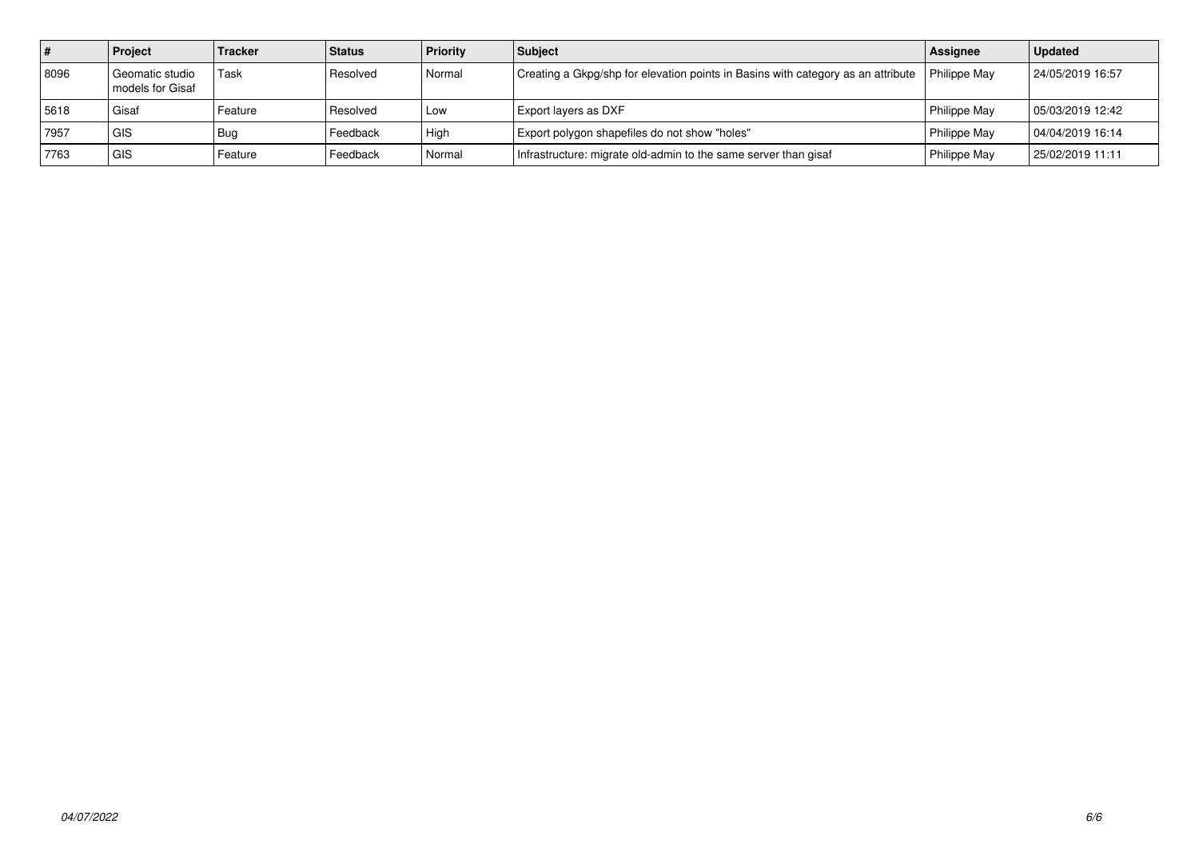| # | Project | Tracker | Status | Priority | Subject | Assignee | Updated |
|---|---|---|---|---|---|---|---|
| 8096 | Geomatic studio models for Gisaf | Task | Resolved | Normal | Creating a Gkpg/shp for elevation points in Basins with category as an attribute | Philippe May | 24/05/2019 16:57 |
| 5618 | Gisaf | Feature | Resolved | Low | Export layers as DXF | Philippe May | 05/03/2019 12:42 |
| 7957 | GIS | Bug | Feedback | High | Export polygon shapefiles do not show "holes" | Philippe May | 04/04/2019 16:14 |
| 7763 | GIS | Feature | Feedback | Normal | Infrastructure: migrate old-admin to the same server than gisaf | Philippe May | 25/02/2019 11:11 |